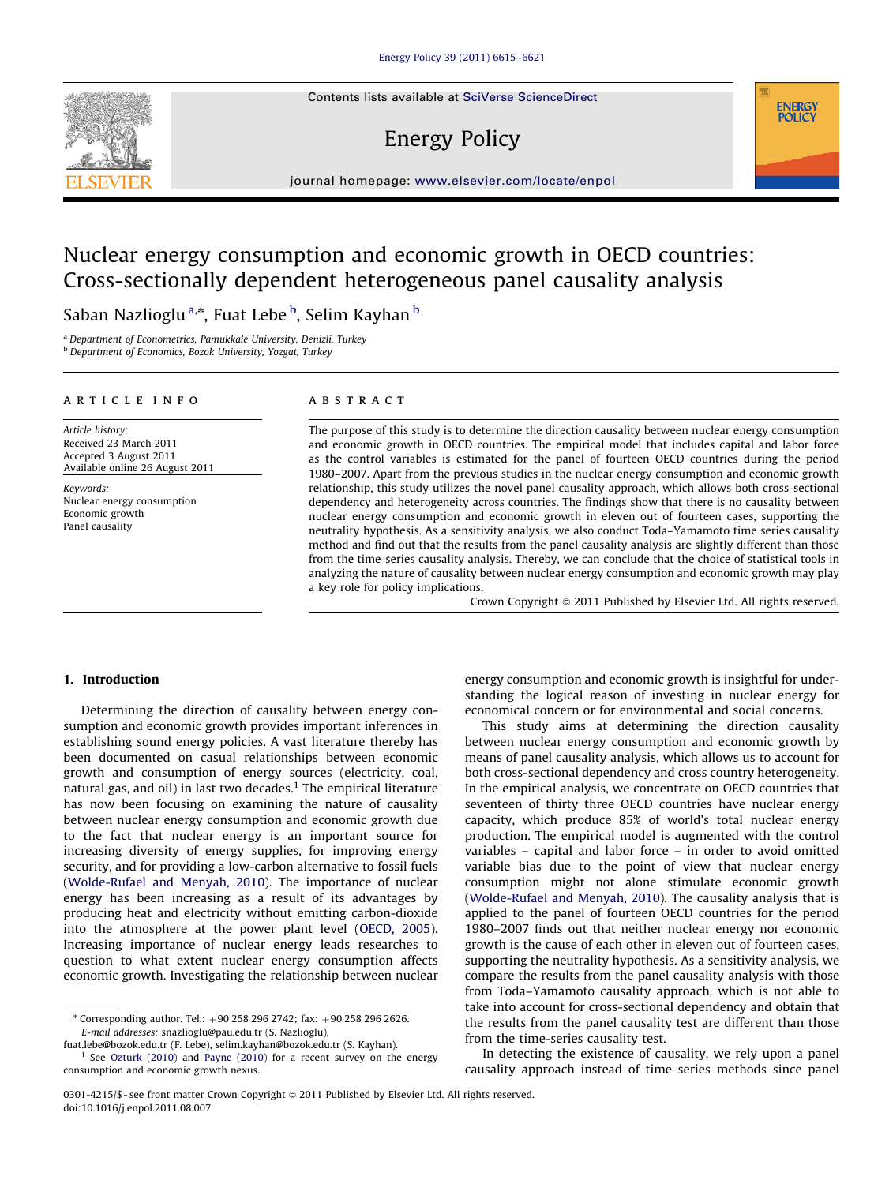# Nuclear energy consumption and economic growth in OECD countries: Cross-sectionally dependent heterogeneous panel causality analysis

Saban Nazlioglu [a,*], Fuat Lebe [b], Selim Kayhan [b]

[a] Department of Econometrics, Pamukkale University, Denizli, Turkey
[b] Department of Economics, Bozok University, Yozgat, Turkey

## ARTICLE INFO

*Article history:*
Received 23 March 2011
Accepted 3 August 2011
Available online 26 August 2011

*Keywords:*
Nuclear energy consumption
Economic growth
Panel causality

## ABSTRACT

The purpose of this study is to determine the direction causality between nuclear energy consumption and economic growth in OECD countries. The empirical model that includes capital and labor force as the control variables is estimated for the panel of fourteen OECD countries during the period 1980–2007. Apart from the previous studies in the nuclear energy consumption and economic growth relationship, this study utilizes the novel panel causality approach, which allows both cross-sectional dependency and heterogeneity across countries. The findings show that there is no causality between nuclear energy consumption and economic growth in eleven out of fourteen cases, supporting the neutrality hypothesis. As a sensitivity analysis, we also conduct Toda–Yamamoto time series causality method and find out that the results from the panel causality analysis are slightly different than those from the time-series causality analysis. Thereby, we can conclude that the choice of statistical tools in analyzing the nature of causality between nuclear energy consumption and economic growth may play a key role for policy implications.

Crown Copyright © 2011 Published by Elsevier Ltd. All rights reserved.

## 1. Introduction

Determining the direction of causality between energy consumption and economic growth provides important inferences in establishing sound energy policies. A vast literature thereby has been documented on casual relationships between economic growth and consumption of energy sources (electricity, coal, natural gas, and oil) in last two decades.[1] The empirical literature has now been focusing on examining the nature of causality between nuclear energy consumption and economic growth due to the fact that nuclear energy is an important source for increasing diversity of energy supplies, for improving energy security, and for providing a low-carbon alternative to fossil fuels (Wolde-Rufael and Menyah, 2010). The importance of nuclear energy has been increasing as a result of its advantages by producing heat and electricity without emitting carbon-dioxide into the atmosphere at the power plant level (OECD, 2005). Increasing importance of nuclear energy leads researches to question to what extent nuclear energy consumption affects economic growth. Investigating the relationship between nuclear energy consumption and economic growth is insightful for understanding the logical reason of investing in nuclear energy for economical concern or for environmental and social concerns.

This study aims at determining the direction causality between nuclear energy consumption and economic growth by means of panel causality analysis, which allows us to account for both cross-sectional dependency and cross country heterogeneity. In the empirical analysis, we concentrate on OECD countries that seventeen of thirty three OECD countries have nuclear energy capacity, which produce 85% of world's total nuclear energy production. The empirical model is augmented with the control variables – capital and labor force – in order to avoid omitted variable bias due to the point of view that nuclear energy consumption might not alone stimulate economic growth (Wolde-Rufael and Menyah, 2010). The causality analysis that is applied to the panel of fourteen OECD countries for the period 1980–2007 finds out that neither nuclear energy nor economic growth is the cause of each other in eleven out of fourteen cases, supporting the neutrality hypothesis. As a sensitivity analysis, we compare the results from the panel causality analysis with those from Toda–Yamamoto causality approach, which is not able to take into account for cross-sectional dependency and obtain that the results from the panel causality test are different than those from the time-series causality test.

In detecting the existence of causality, we rely upon a panel causality approach instead of time series methods since panel

---

\* Corresponding author. Tel.: +90 258 296 2742; fax: +90 258 296 2626.
E-mail addresses: snazlioglu@pau.edu.tr (S. Nazlioglu), fuat.lebe@bozok.edu.tr (F. Lebe), selim.kayhan@bozok.edu.tr (S. Kayhan).

[1] See Ozturk (2010) and Payne (2010) for a recent survey on the energy consumption and economic growth nexus.

0301-4215/$ - see front matter Crown Copyright © 2011 Published by Elsevier Ltd. All rights reserved.
doi:10.1016/j.enpol.2011.08.007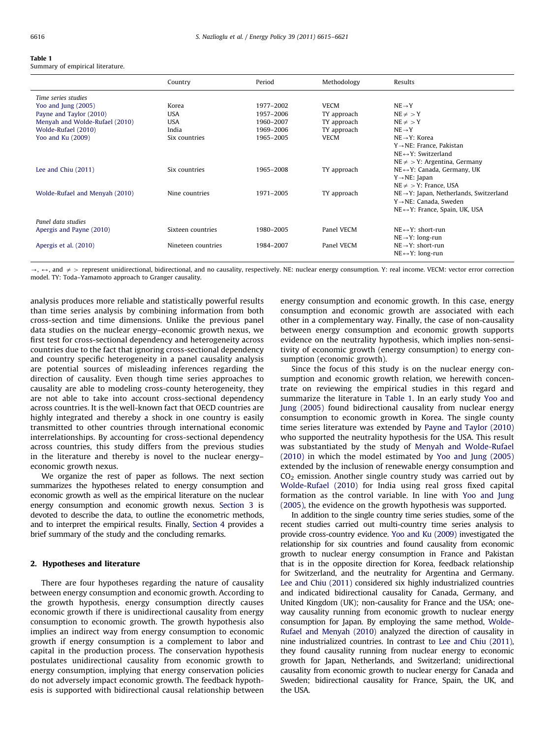**Table 1**
Summary of empirical literature.

| | Country | Period | Methodology | Results |
|---|---|---|---|---|
| *Time series studies* | | | | |
| Yoo and Jung (2005) | Korea | 1977–2002 | VECM | NE→Y |
| Payne and Taylor (2010) | USA | 1957–2006 | TY approach | NE ≠ > Y |
| Menyah and Wolde-Rufael (2010) | USA | 1960–2007 | TY approach | NE ≠ > Y |
| Wolde-Rufael (2010) | India | 1969–2006 | TY approach | NE→Y |
| Yoo and Ku (2009) | Six countries | 1965–2005 | VECM | NE→Y: Korea |
| | | | | Y→NE: France, Pakistan |
| | | | | NE↔Y: Switzerland |
| | | | | NE ≠ > Y: Argentina, Germany |
| Lee and Chiu (2011) | Six countries | 1965–2008 | TY approach | NE↔Y: Canada, Germany, UK |
| | | | | Y→NE: Japan |
| | | | | NE ≠ > Y: France, USA |
| Wolde-Rufael and Menyah (2010) | Nine countries | 1971–2005 | TY approach | NE→Y: Japan, Netherlands, Switzerland |
| | | | | Y→NE: Canada, Sweden |
| | | | | NE↔Y: France, Spain, UK, USA |
| *Panel data studies* | | | | |
| Apergis and Payne (2010) | Sixteen countries | 1980–2005 | Panel VECM | NE↔Y: short-run |
| | | | | NE→Y: long-run |
| Apergis et al. (2010) | Nineteen countries | 1984–2007 | Panel VECM | NE→Y: short-run |
| | | | | NE↔Y: long-run |

→, ↔, and ≠ > represent unidirectional, bidirectional, and no causality, respectively. NE: nuclear energy consumption. Y: real income. VECM: vector error correction model. TY: Toda–Yamamoto approach to Granger causality.

analysis produces more reliable and statistically powerful results than time series analysis by combining information from both cross-section and time dimensions. Unlike the previous panel data studies on the nuclear energy–economic growth nexus, we first test for cross-sectional dependency and heterogeneity across countries due to the fact that ignoring cross-sectional dependency and country specific heterogeneity in a panel causality analysis are potential sources of misleading inferences regarding the direction of causality. Even though time series approaches to causality are able to modeling cross-county heterogeneity, they are not able to take into account cross-sectional dependency across countries. It is the well-known fact that OECD countries are highly integrated and thereby a shock in one country is easily transmitted to other countries through international economic interrelationships. By accounting for cross-sectional dependency across countries, this study differs from the previous studies in the literature and thereby is novel to the nuclear energy–economic growth nexus.

We organize the rest of paper as follows. The next section summarizes the hypotheses related to energy consumption and economic growth as well as the empirical literature on the nuclear energy consumption and economic growth nexus. Section 3 is devoted to describe the data, to outline the econometric methods, and to interpret the empirical results. Finally, Section 4 provides a brief summary of the study and the concluding remarks.

## 2. Hypotheses and literature

There are four hypotheses regarding the nature of causality between energy consumption and economic growth. According to the growth hypothesis, energy consumption directly causes economic growth if there is unidirectional causality from energy consumption to economic growth. The growth hypothesis also implies an indirect way from energy consumption to economic growth if energy consumption is a complement to labor and capital in the production process. The conservation hypothesis postulates unidirectional causality from economic growth to energy consumption, implying that energy conservation policies do not adversely impact economic growth. The feedback hypothesis is supported with bidirectional causal relationship between energy consumption and economic growth. In this case, energy consumption and economic growth are associated with each other in a complementary way. Finally, the case of non-causality between energy consumption and economic growth supports evidence on the neutrality hypothesis, which implies non-sensitivity of economic growth (energy consumption) to energy consumption (economic growth).

Since the focus of this study is on the nuclear energy consumption and economic growth relation, we herewith concentrate on reviewing the empirical studies in this regard and summarize the literature in Table 1. In an early study Yoo and Jung (2005) found bidirectional causality from nuclear energy consumption to economic growth in Korea. The single county time series literature was extended by Payne and Taylor (2010) who supported the neutrality hypothesis for the USA. This result was substantiated by the study of Menyah and Wolde-Rufael (2010) in which the model estimated by Yoo and Jung (2005) extended by the inclusion of renewable energy consumption and $CO_2$ emission. Another single country study was carried out by Wolde-Rufael (2010) for India using real gross fixed capital formation as the control variable. In line with Yoo and Jung (2005), the evidence on the growth hypothesis was supported.

In addition to the single country time series studies, some of the recent studies carried out multi-country time series analysis to provide cross-country evidence. Yoo and Ku (2009) investigated the relationship for six countries and found causality from economic growth to nuclear energy consumption in France and Pakistan that is in the opposite direction for Korea, feedback relationship for Switzerland, and the neutrality for Argentina and Germany. Lee and Chiu (2011) considered six highly industrialized countries and indicated bidirectional causality for Canada, Germany, and United Kingdom (UK); non-causality for France and the USA; one-way causality running from economic growth to nuclear energy consumption for Japan. By employing the same method, Wolde-Rufael and Menyah (2010) analyzed the direction of causality in nine industrialized countries. In contrast to Lee and Chiu (2011), they found causality running from nuclear energy to economic growth for Japan, Netherlands, and Switzerland; unidirectional causality from economic growth to nuclear energy for Canada and Sweden; bidirectional causality for France, Spain, the UK, and the USA.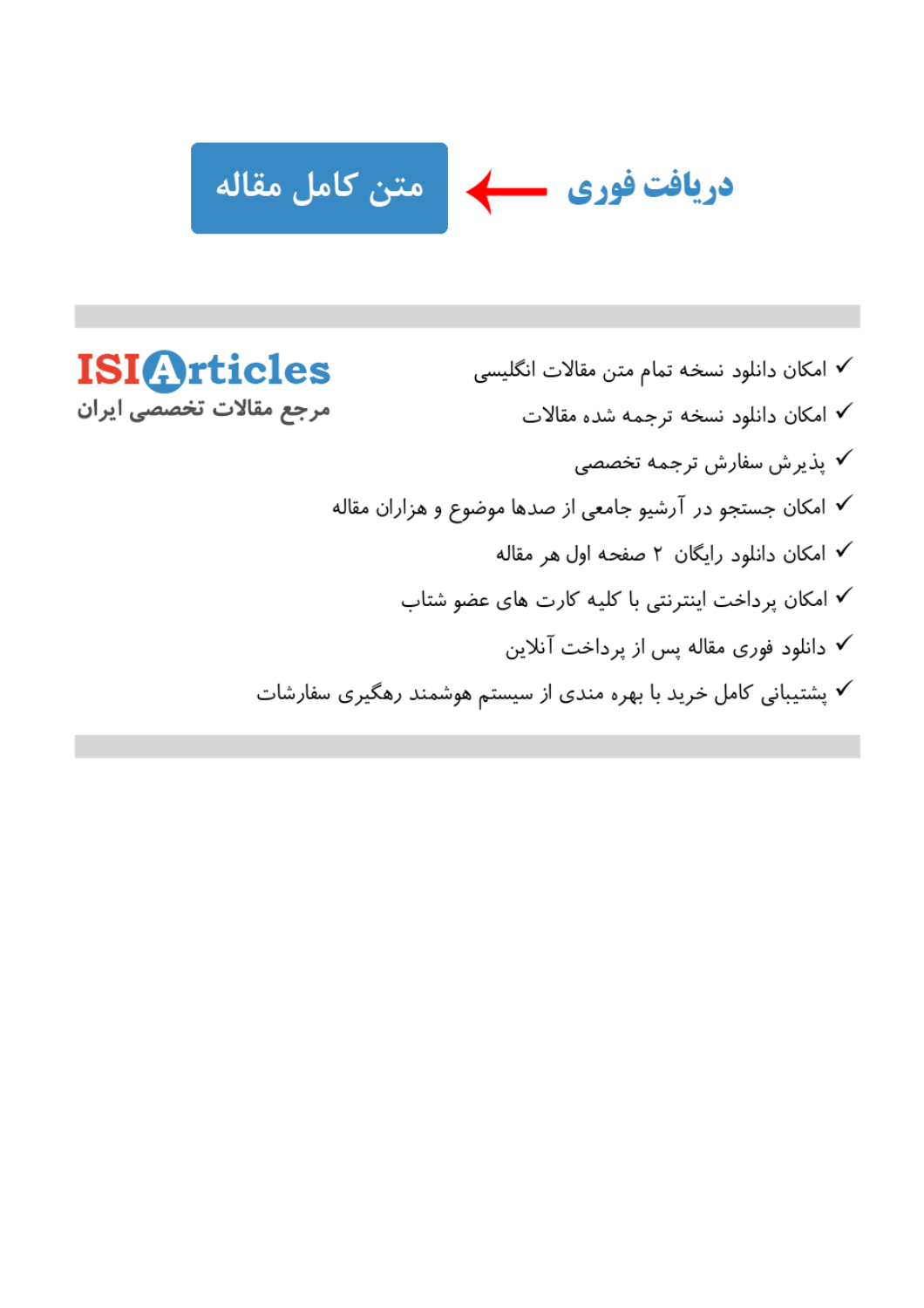دریافت فوری ← متن کامل مقاله

**ISIArticles**
مرجع مقالات تخصصی ایران

- ✓ امکان دانلود نسخه تمام متن مقالات انگلیسی
- ✓ امکان دانلود نسخه ترجمه شده مقالات
- ✓ پذیرش سفارش ترجمه تخصصی
- ✓ امکان جستجو در آرشیو جامعی از صدها موضوع و هزاران مقاله
- ✓ امکان دانلود رایگان ۲ صفحه اول هر مقاله
- ✓ امکان پرداخت اینترنتی با کلیه کارت های عضو شتاب
- ✓ دانلود فوری مقاله پس از پرداخت آنلاین
- ✓ پشتیبانی کامل خرید با بهره مندی از سیستم هوشمند رهگیری سفارشات